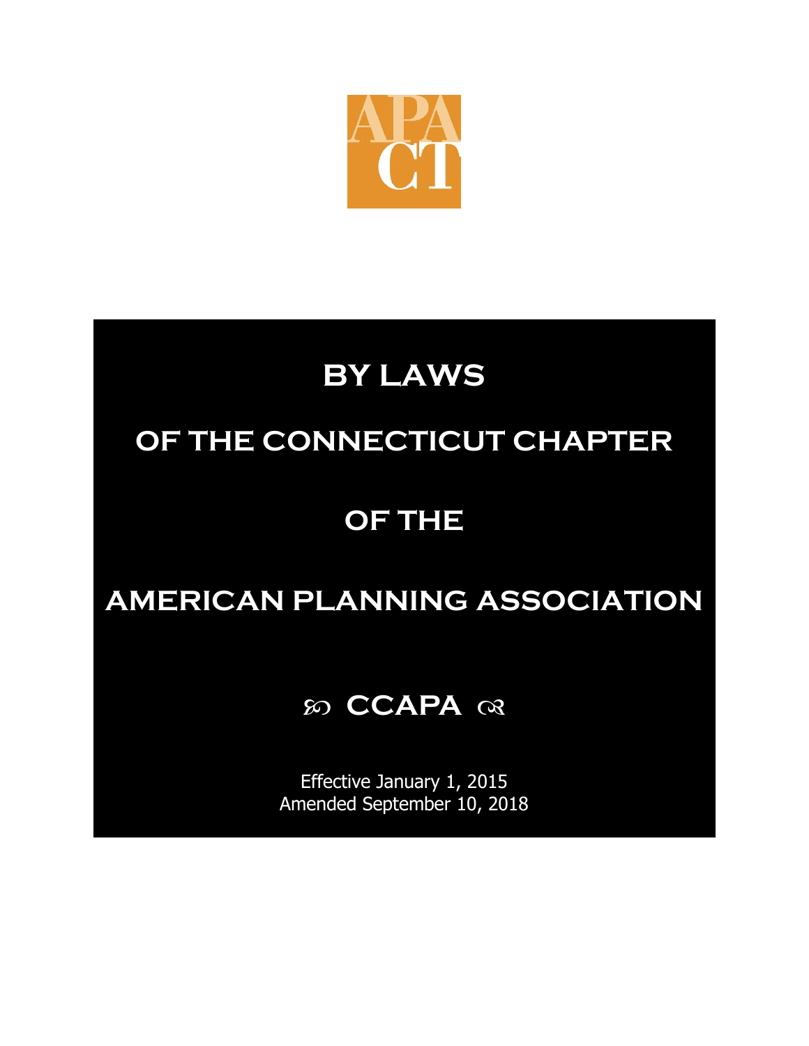APA CT

# BY LAWS

# OF THE CONNECTICUT CHAPTER

# OF THE

# AMERICAN PLANNING ASSOCIATION

## ℘ CCAPA ℘

Effective January 1, 2015
Amended September 10, 2018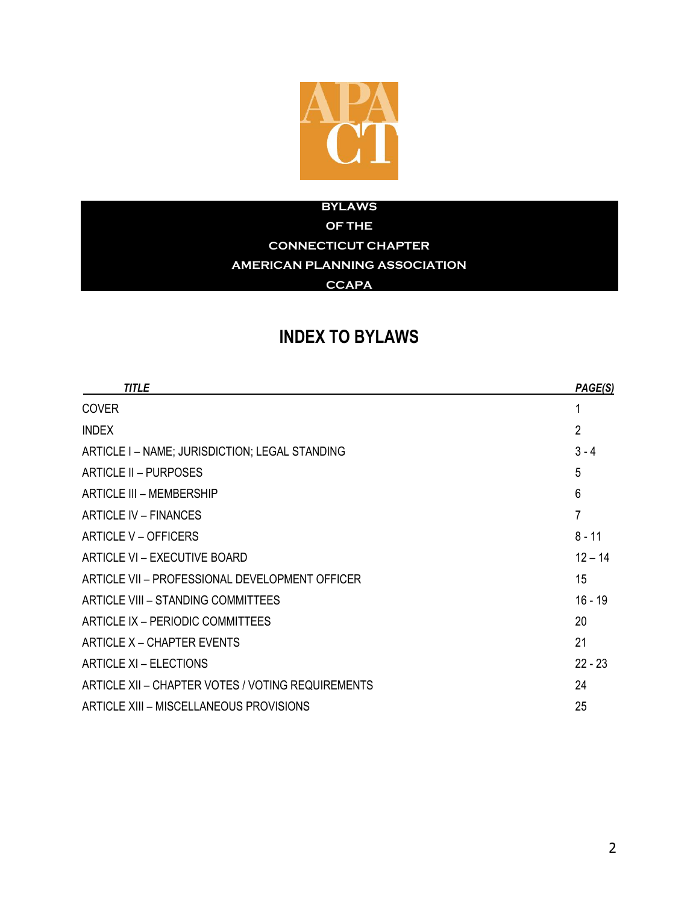**BYLAWS**

**OF THE**

**CONNECTICUT CHAPTER**

**AMERICAN PLANNING ASSOCIATION**

**CCAPA**

# INDEX TO BYLAWS

| *TITLE* | *PAGE(S)* |
|---|---|
| COVER | 1 |
| INDEX | 2 |
| ARTICLE I – NAME; JURISDICTION; LEGAL STANDING | 3 - 4 |
| ARTICLE II – PURPOSES | 5 |
| ARTICLE III – MEMBERSHIP | 6 |
| ARTICLE IV – FINANCES | 7 |
| ARTICLE V – OFFICERS | 8 - 11 |
| ARTICLE VI – EXECUTIVE BOARD | 12 – 14 |
| ARTICLE VII – PROFESSIONAL DEVELOPMENT OFFICER | 15 |
| ARTICLE VIII – STANDING COMMITTEES | 16 - 19 |
| ARTICLE IX – PERIODIC COMMITTEES | 20 |
| ARTICLE X – CHAPTER EVENTS | 21 |
| ARTICLE XI – ELECTIONS | 22 - 23 |
| ARTICLE XII – CHAPTER VOTES / VOTING REQUIREMENTS | 24 |
| ARTICLE XIII – MISCELLANEOUS PROVISIONS | 25 |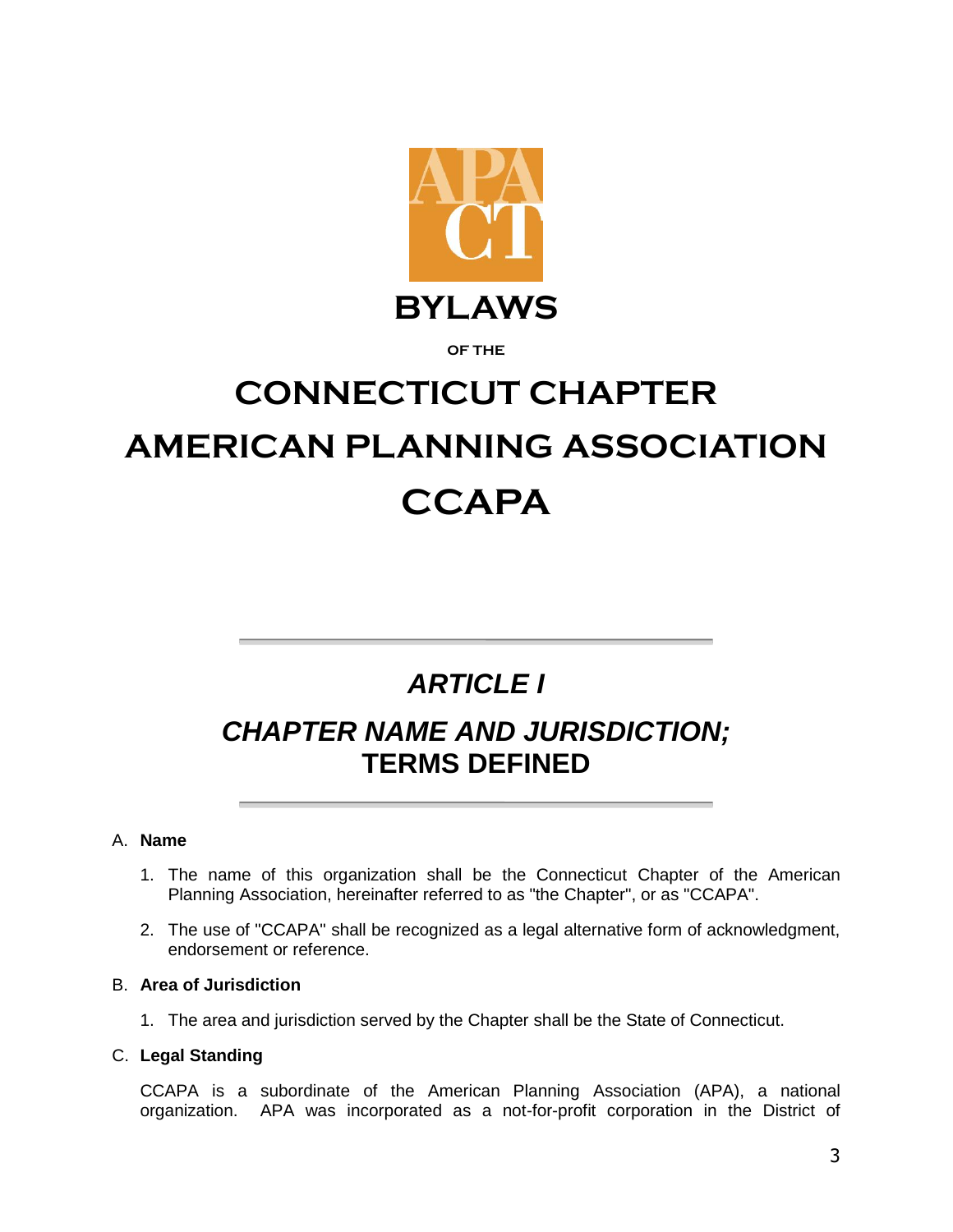# BYLAWS

OF THE

# CONNECTICUT CHAPTER AMERICAN PLANNING ASSOCIATION CCAPA

---

## *ARTICLE I*

## *CHAPTER NAME AND JURISDICTION;* TERMS DEFINED

---

A. **Name**

1. The name of this organization shall be the Connecticut Chapter of the American Planning Association, hereinafter referred to as "the Chapter", or as "CCAPA".

2. The use of "CCAPA" shall be recognized as a legal alternative form of acknowledgment, endorsement or reference.

B. **Area of Jurisdiction**

1. The area and jurisdiction served by the Chapter shall be the State of Connecticut.

C. **Legal Standing**

CCAPA is a subordinate of the American Planning Association (APA), a national organization. APA was incorporated as a not-for-profit corporation in the District of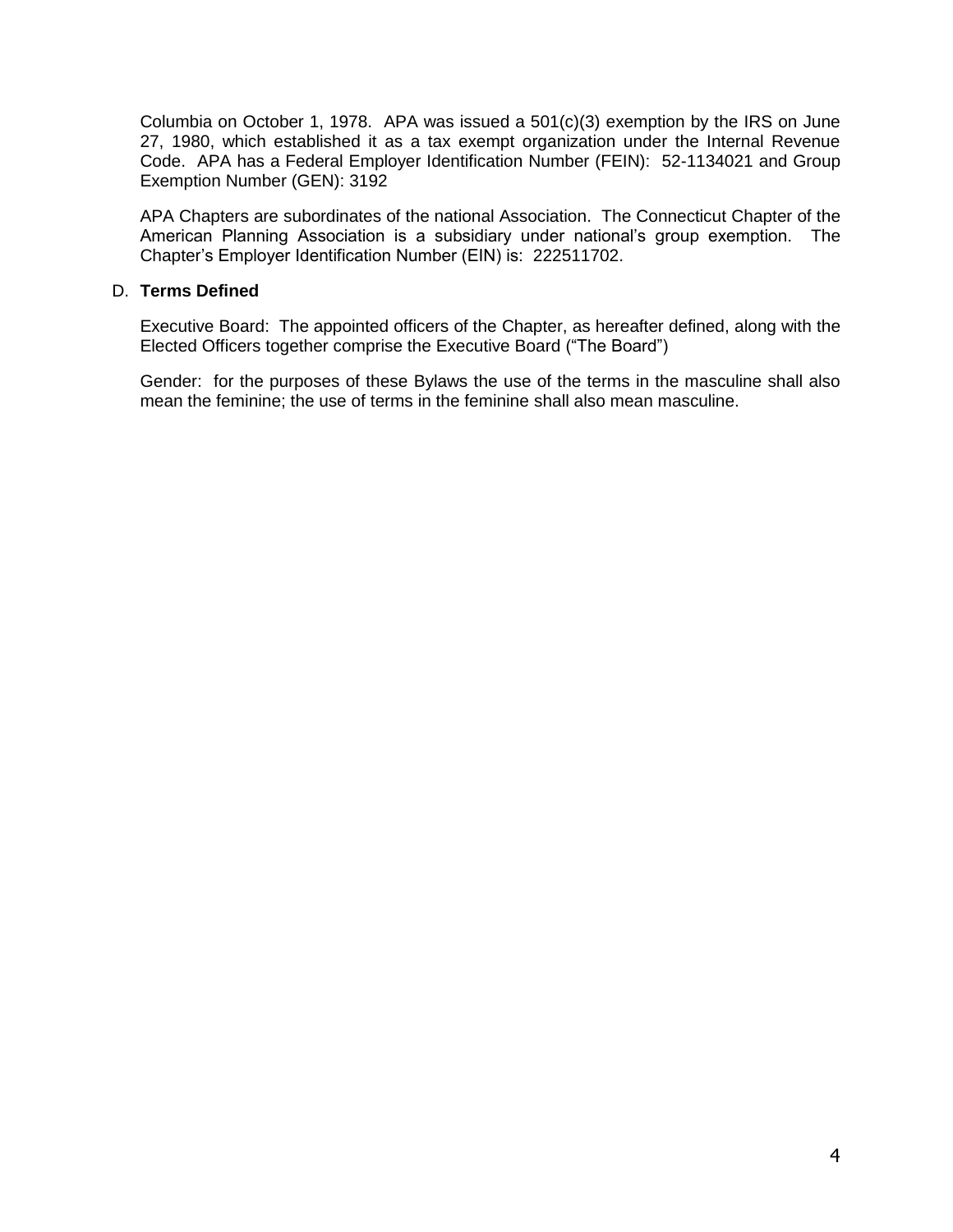Columbia on October 1, 1978. APA was issued a 501(c)(3) exemption by the IRS on June 27, 1980, which established it as a tax exempt organization under the Internal Revenue Code. APA has a Federal Employer Identification Number (FEIN): 52-1134021 and Group Exemption Number (GEN): 3192

APA Chapters are subordinates of the national Association. The Connecticut Chapter of the American Planning Association is a subsidiary under national's group exemption. The Chapter's Employer Identification Number (EIN) is: 222511702.

D. **Terms Defined**

Executive Board: The appointed officers of the Chapter, as hereafter defined, along with the Elected Officers together comprise the Executive Board ("The Board")

Gender: for the purposes of these Bylaws the use of the terms in the masculine shall also mean the feminine; the use of terms in the feminine shall also mean masculine.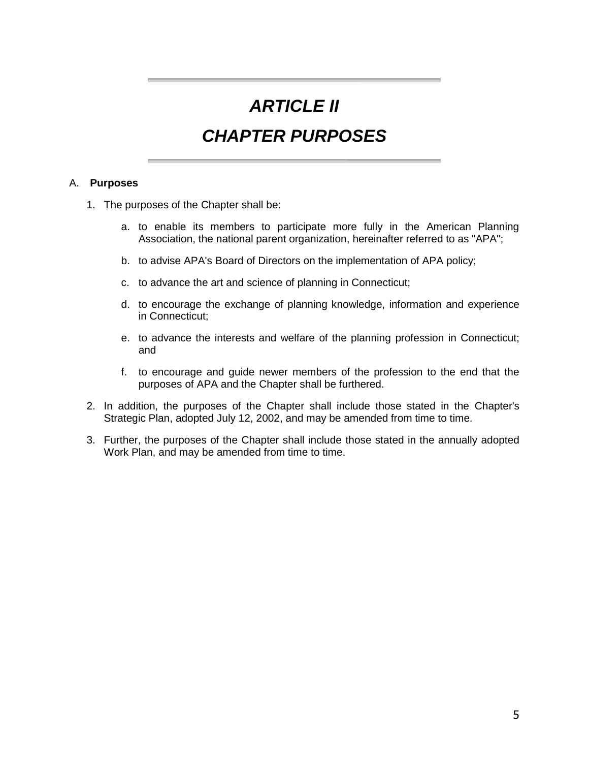# *ARTICLE II*

# *CHAPTER PURPOSES*

A. **Purposes**

1. The purposes of the Chapter shall be:

   a. to enable its members to participate more fully in the American Planning Association, the national parent organization, hereinafter referred to as "APA";

   b. to advise APA's Board of Directors on the implementation of APA policy;

   c. to advance the art and science of planning in Connecticut;

   d. to encourage the exchange of planning knowledge, information and experience in Connecticut;

   e. to advance the interests and welfare of the planning profession in Connecticut; and

   f. to encourage and guide newer members of the profession to the end that the purposes of APA and the Chapter shall be furthered.

2. In addition, the purposes of the Chapter shall include those stated in the Chapter's Strategic Plan, adopted July 12, 2002, and may be amended from time to time.

3. Further, the purposes of the Chapter shall include those stated in the annually adopted Work Plan, and may be amended from time to time.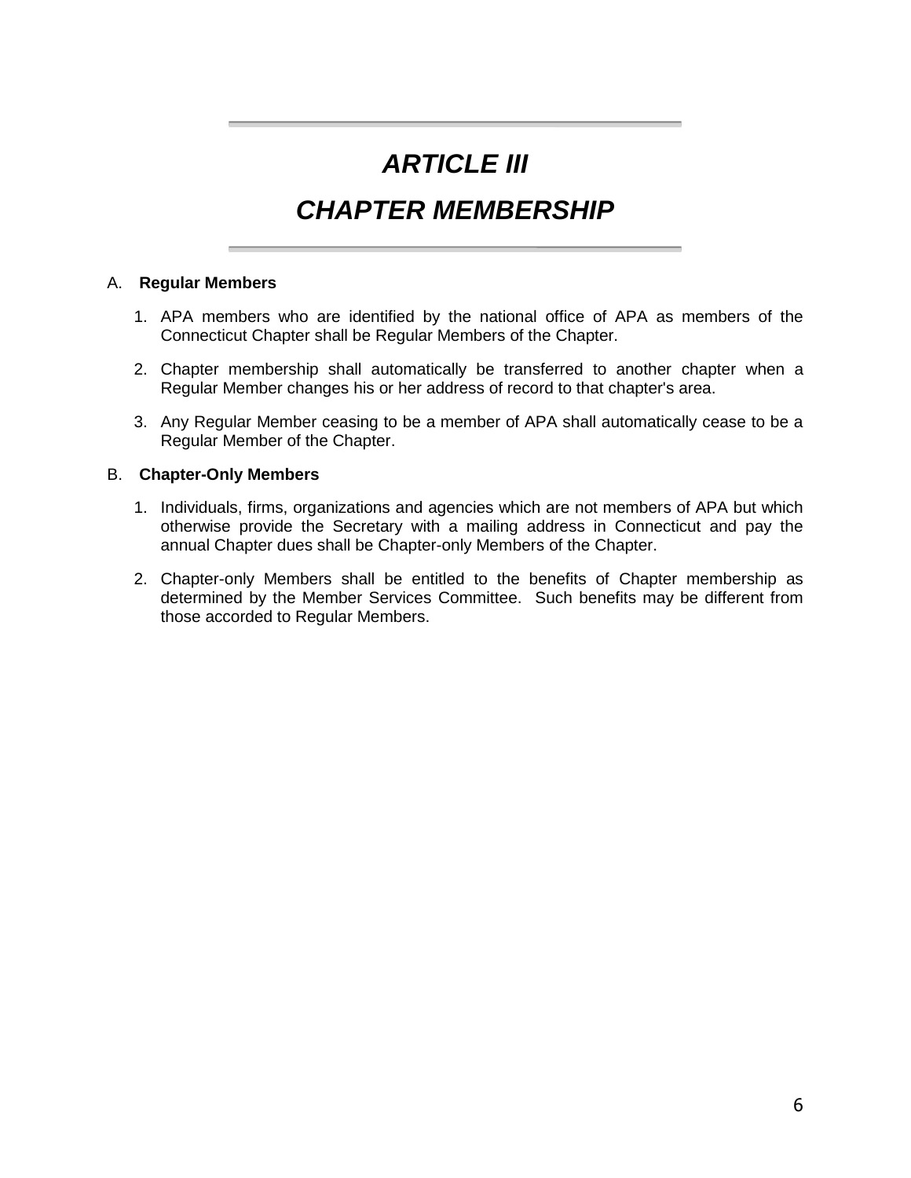# *ARTICLE III*

# *CHAPTER MEMBERSHIP*

A. **Regular Members**

1. APA members who are identified by the national office of APA as members of the Connecticut Chapter shall be Regular Members of the Chapter.

2. Chapter membership shall automatically be transferred to another chapter when a Regular Member changes his or her address of record to that chapter's area.

3. Any Regular Member ceasing to be a member of APA shall automatically cease to be a Regular Member of the Chapter.

B. **Chapter-Only Members**

1. Individuals, firms, organizations and agencies which are not members of APA but which otherwise provide the Secretary with a mailing address in Connecticut and pay the annual Chapter dues shall be Chapter-only Members of the Chapter.

2. Chapter-only Members shall be entitled to the benefits of Chapter membership as determined by the Member Services Committee. Such benefits may be different from those accorded to Regular Members.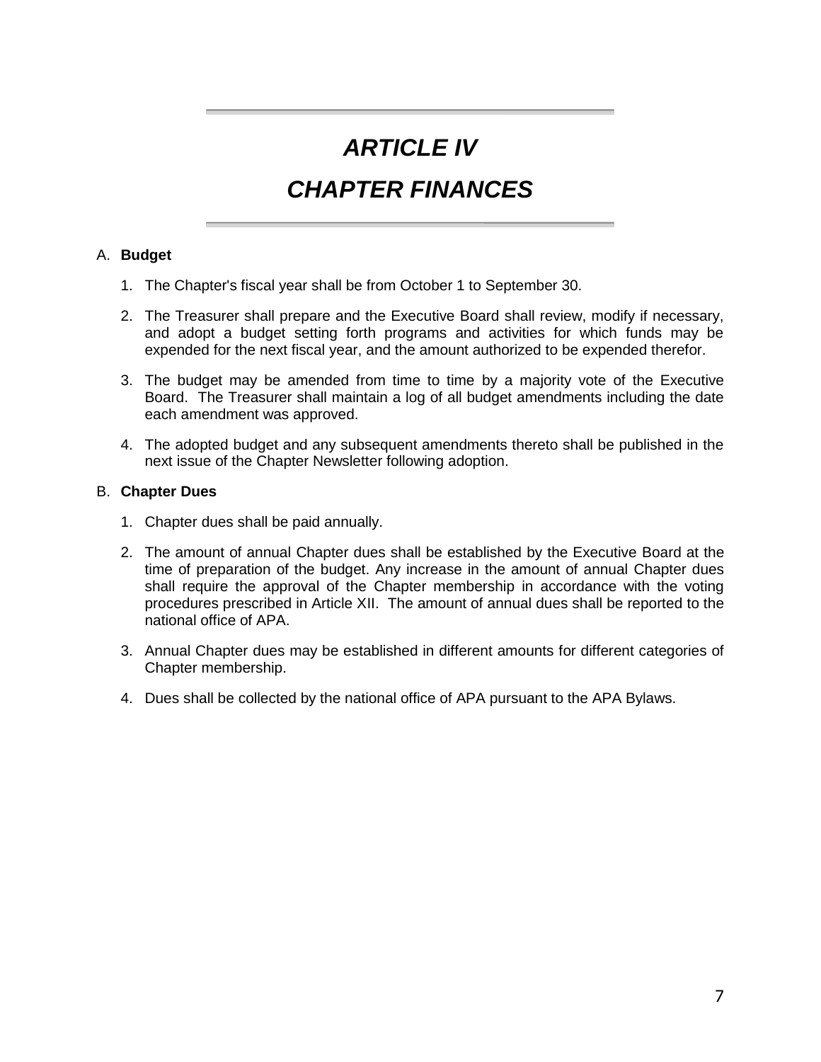# *ARTICLE IV*

# *CHAPTER FINANCES*

A. **Budget**

1. The Chapter's fiscal year shall be from October 1 to September 30.

2. The Treasurer shall prepare and the Executive Board shall review, modify if necessary, and adopt a budget setting forth programs and activities for which funds may be expended for the next fiscal year, and the amount authorized to be expended therefor.

3. The budget may be amended from time to time by a majority vote of the Executive Board. The Treasurer shall maintain a log of all budget amendments including the date each amendment was approved.

4. The adopted budget and any subsequent amendments thereto shall be published in the next issue of the Chapter Newsletter following adoption.

B. **Chapter Dues**

1. Chapter dues shall be paid annually.

2. The amount of annual Chapter dues shall be established by the Executive Board at the time of preparation of the budget. Any increase in the amount of annual Chapter dues shall require the approval of the Chapter membership in accordance with the voting procedures prescribed in Article XII. The amount of annual dues shall be reported to the national office of APA.

3. Annual Chapter dues may be established in different amounts for different categories of Chapter membership.

4. Dues shall be collected by the national office of APA pursuant to the APA Bylaws.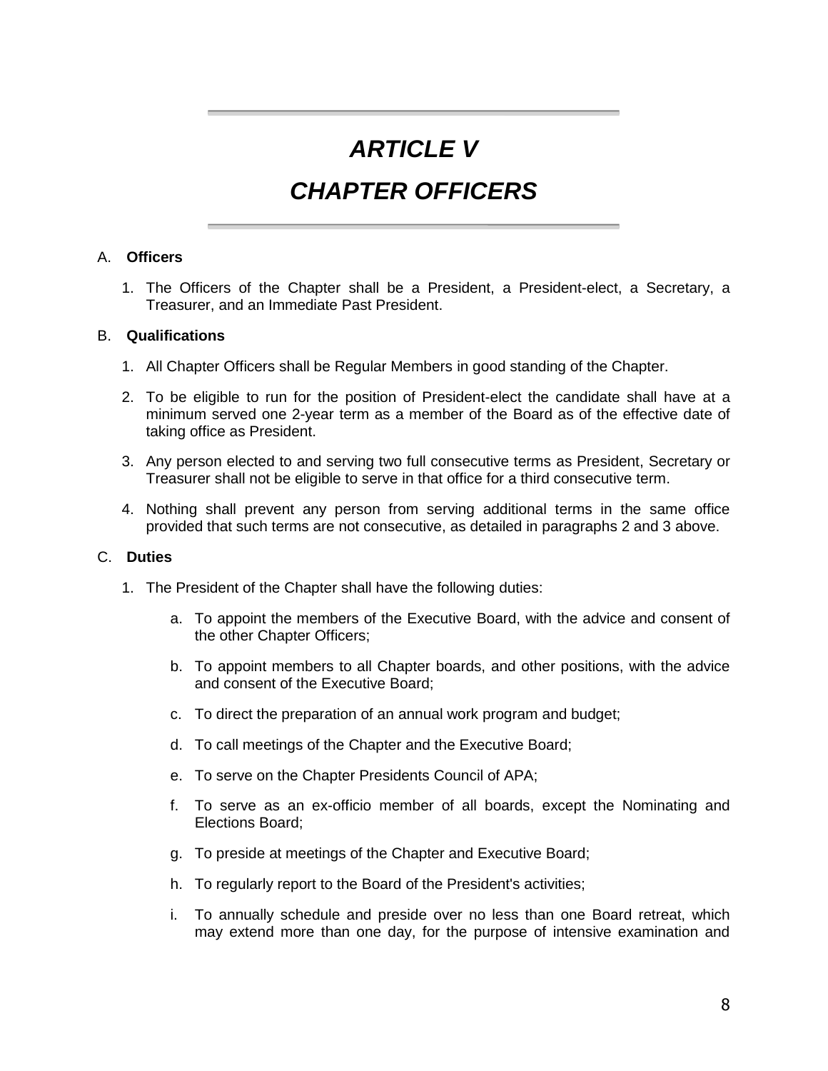# *ARTICLE V*

# *CHAPTER OFFICERS*

A. **Officers**

1. The Officers of the Chapter shall be a President, a President-elect, a Secretary, a Treasurer, and an Immediate Past President.

B. **Qualifications**

1. All Chapter Officers shall be Regular Members in good standing of the Chapter.
2. To be eligible to run for the position of President-elect the candidate shall have at a minimum served one 2-year term as a member of the Board as of the effective date of taking office as President.
3. Any person elected to and serving two full consecutive terms as President, Secretary or Treasurer shall not be eligible to serve in that office for a third consecutive term.
4. Nothing shall prevent any person from serving additional terms in the same office provided that such terms are not consecutive, as detailed in paragraphs 2 and 3 above.

C. **Duties**

1. The President of the Chapter shall have the following duties:
   a. To appoint the members of the Executive Board, with the advice and consent of the other Chapter Officers;
   b. To appoint members to all Chapter boards, and other positions, with the advice and consent of the Executive Board;
   c. To direct the preparation of an annual work program and budget;
   d. To call meetings of the Chapter and the Executive Board;
   e. To serve on the Chapter Presidents Council of APA;
   f. To serve as an ex-officio member of all boards, except the Nominating and Elections Board;
   g. To preside at meetings of the Chapter and Executive Board;
   h. To regularly report to the Board of the President's activities;
   i. To annually schedule and preside over no less than one Board retreat, which may extend more than one day, for the purpose of intensive examination and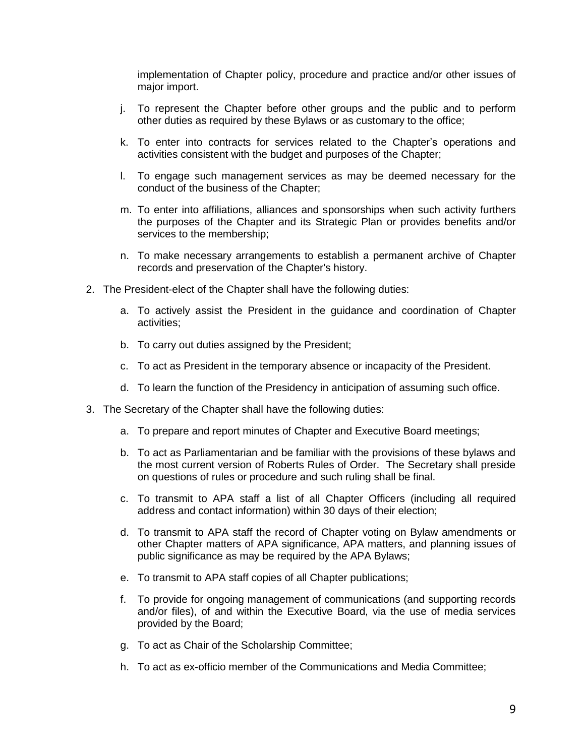implementation of Chapter policy, procedure and practice and/or other issues of major import.

j. To represent the Chapter before other groups and the public and to perform other duties as required by these Bylaws or as customary to the office;

k. To enter into contracts for services related to the Chapter's operations and activities consistent with the budget and purposes of the Chapter;

l. To engage such management services as may be deemed necessary for the conduct of the business of the Chapter;

m. To enter into affiliations, alliances and sponsorships when such activity furthers the purposes of the Chapter and its Strategic Plan or provides benefits and/or services to the membership;

n. To make necessary arrangements to establish a permanent archive of Chapter records and preservation of the Chapter's history.

2. The President-elect of the Chapter shall have the following duties:

   a. To actively assist the President in the guidance and coordination of Chapter activities;

   b. To carry out duties assigned by the President;

   c. To act as President in the temporary absence or incapacity of the President.

   d. To learn the function of the Presidency in anticipation of assuming such office.

3. The Secretary of the Chapter shall have the following duties:

   a. To prepare and report minutes of Chapter and Executive Board meetings;

   b. To act as Parliamentarian and be familiar with the provisions of these bylaws and the most current version of Roberts Rules of Order. The Secretary shall preside on questions of rules or procedure and such ruling shall be final.

   c. To transmit to APA staff a list of all Chapter Officers (including all required address and contact information) within 30 days of their election;

   d. To transmit to APA staff the record of Chapter voting on Bylaw amendments or other Chapter matters of APA significance, APA matters, and planning issues of public significance as may be required by the APA Bylaws;

   e. To transmit to APA staff copies of all Chapter publications;

   f. To provide for ongoing management of communications (and supporting records and/or files), of and within the Executive Board, via the use of media services provided by the Board;

   g. To act as Chair of the Scholarship Committee;

   h. To act as ex-officio member of the Communications and Media Committee;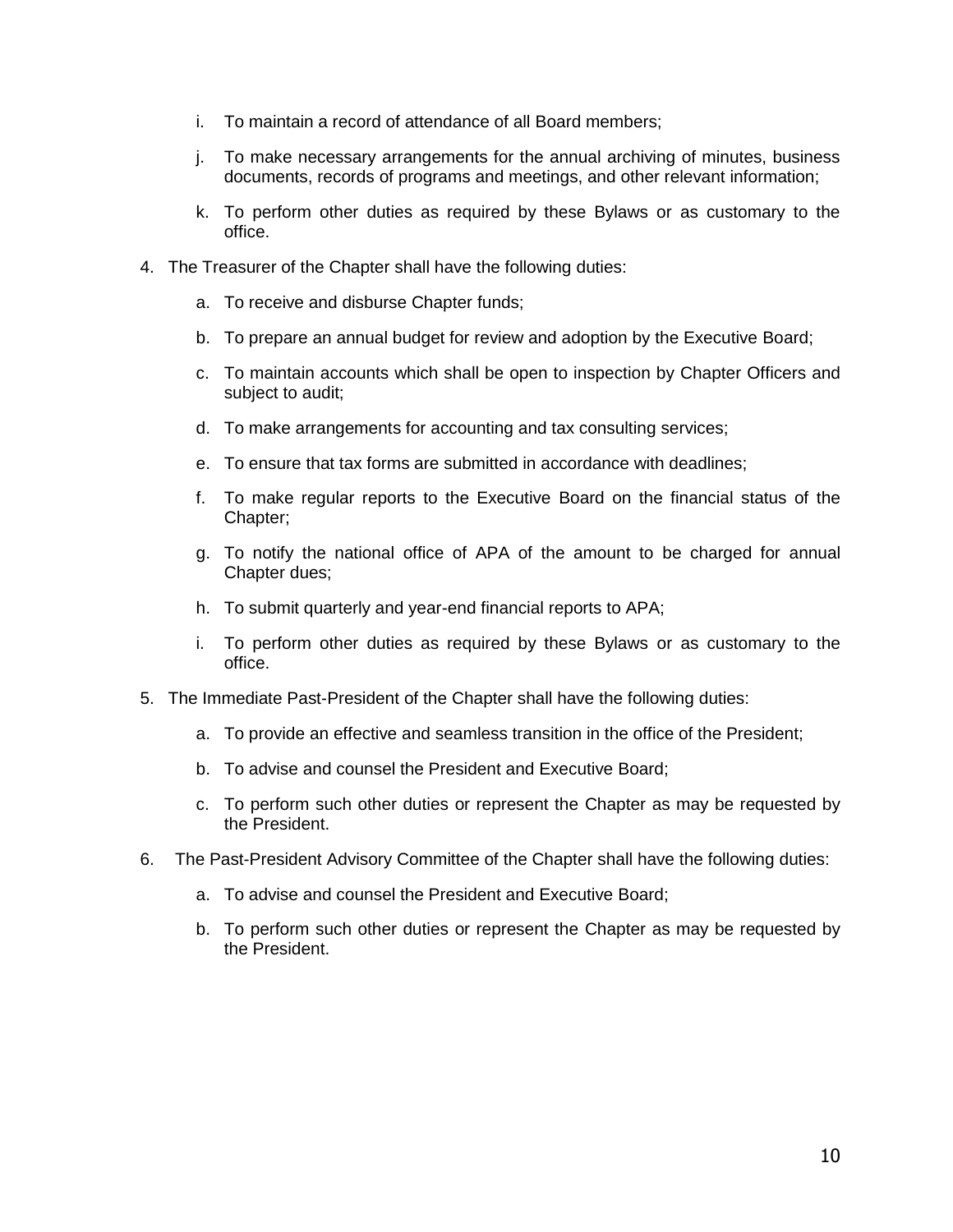i. To maintain a record of attendance of all Board members;

   j. To make necessary arrangements for the annual archiving of minutes, business documents, records of programs and meetings, and other relevant information;

   k. To perform other duties as required by these Bylaws or as customary to the office.

4. The Treasurer of the Chapter shall have the following duties:

   a. To receive and disburse Chapter funds;

   b. To prepare an annual budget for review and adoption by the Executive Board;

   c. To maintain accounts which shall be open to inspection by Chapter Officers and subject to audit;

   d. To make arrangements for accounting and tax consulting services;

   e. To ensure that tax forms are submitted in accordance with deadlines;

   f. To make regular reports to the Executive Board on the financial status of the Chapter;

   g. To notify the national office of APA of the amount to be charged for annual Chapter dues;

   h. To submit quarterly and year-end financial reports to APA;

   i. To perform other duties as required by these Bylaws or as customary to the office.

5. The Immediate Past-President of the Chapter shall have the following duties:

   a. To provide an effective and seamless transition in the office of the President;

   b. To advise and counsel the President and Executive Board;

   c. To perform such other duties or represent the Chapter as may be requested by the President.

6. The Past-President Advisory Committee of the Chapter shall have the following duties:

   a. To advise and counsel the President and Executive Board;

   b. To perform such other duties or represent the Chapter as may be requested by the President.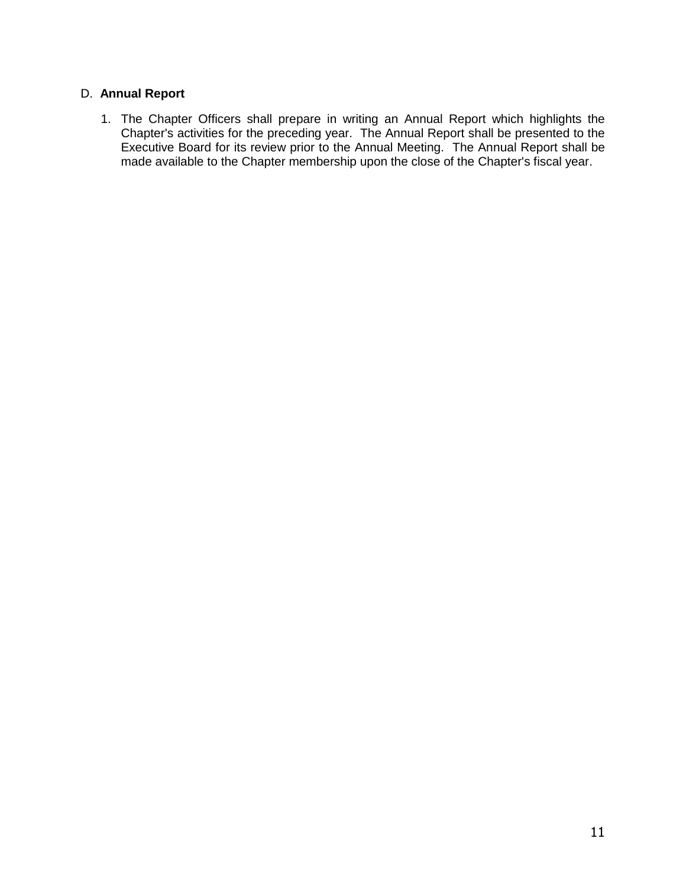D. **Annual Report**

1. The Chapter Officers shall prepare in writing an Annual Report which highlights the Chapter's activities for the preceding year. The Annual Report shall be presented to the Executive Board for its review prior to the Annual Meeting. The Annual Report shall be made available to the Chapter membership upon the close of the Chapter's fiscal year.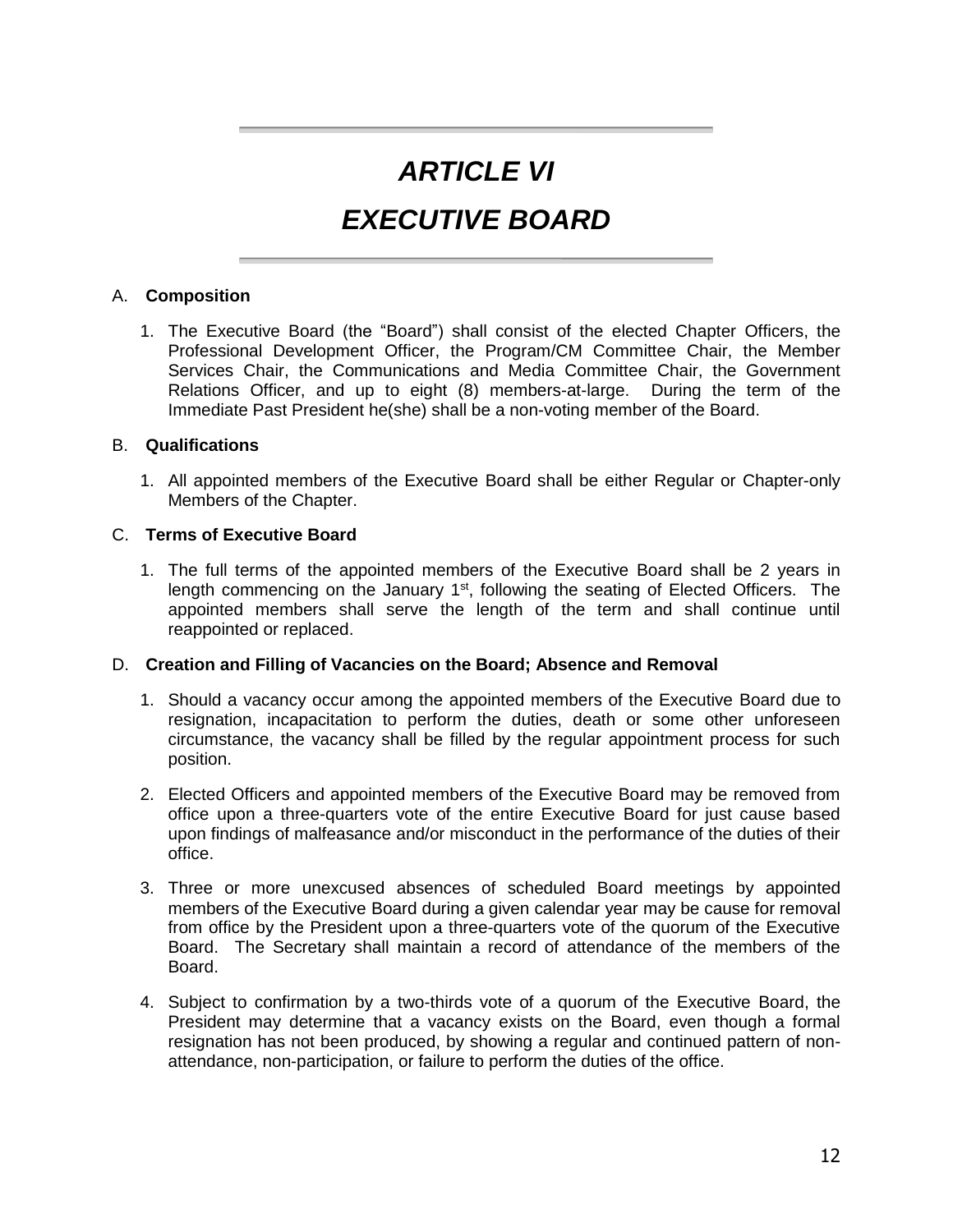# *ARTICLE VI*

# *EXECUTIVE BOARD*

A. **Composition**

1. The Executive Board (the "Board") shall consist of the elected Chapter Officers, the Professional Development Officer, the Program/CM Committee Chair, the Member Services Chair, the Communications and Media Committee Chair, the Government Relations Officer, and up to eight (8) members-at-large. During the term of the Immediate Past President he(she) shall be a non-voting member of the Board.

B. **Qualifications**

1. All appointed members of the Executive Board shall be either Regular or Chapter-only Members of the Chapter.

C. **Terms of Executive Board**

1. The full terms of the appointed members of the Executive Board shall be 2 years in length commencing on the January 1st, following the seating of Elected Officers. The appointed members shall serve the length of the term and shall continue until reappointed or replaced.

D. **Creation and Filling of Vacancies on the Board; Absence and Removal**

1. Should a vacancy occur among the appointed members of the Executive Board due to resignation, incapacitation to perform the duties, death or some other unforeseen circumstance, the vacancy shall be filled by the regular appointment process for such position.

2. Elected Officers and appointed members of the Executive Board may be removed from office upon a three-quarters vote of the entire Executive Board for just cause based upon findings of malfeasance and/or misconduct in the performance of the duties of their office.

3. Three or more unexcused absences of scheduled Board meetings by appointed members of the Executive Board during a given calendar year may be cause for removal from office by the President upon a three-quarters vote of the quorum of the Executive Board. The Secretary shall maintain a record of attendance of the members of the Board.

4. Subject to confirmation by a two-thirds vote of a quorum of the Executive Board, the President may determine that a vacancy exists on the Board, even though a formal resignation has not been produced, by showing a regular and continued pattern of non-attendance, non-participation, or failure to perform the duties of the office.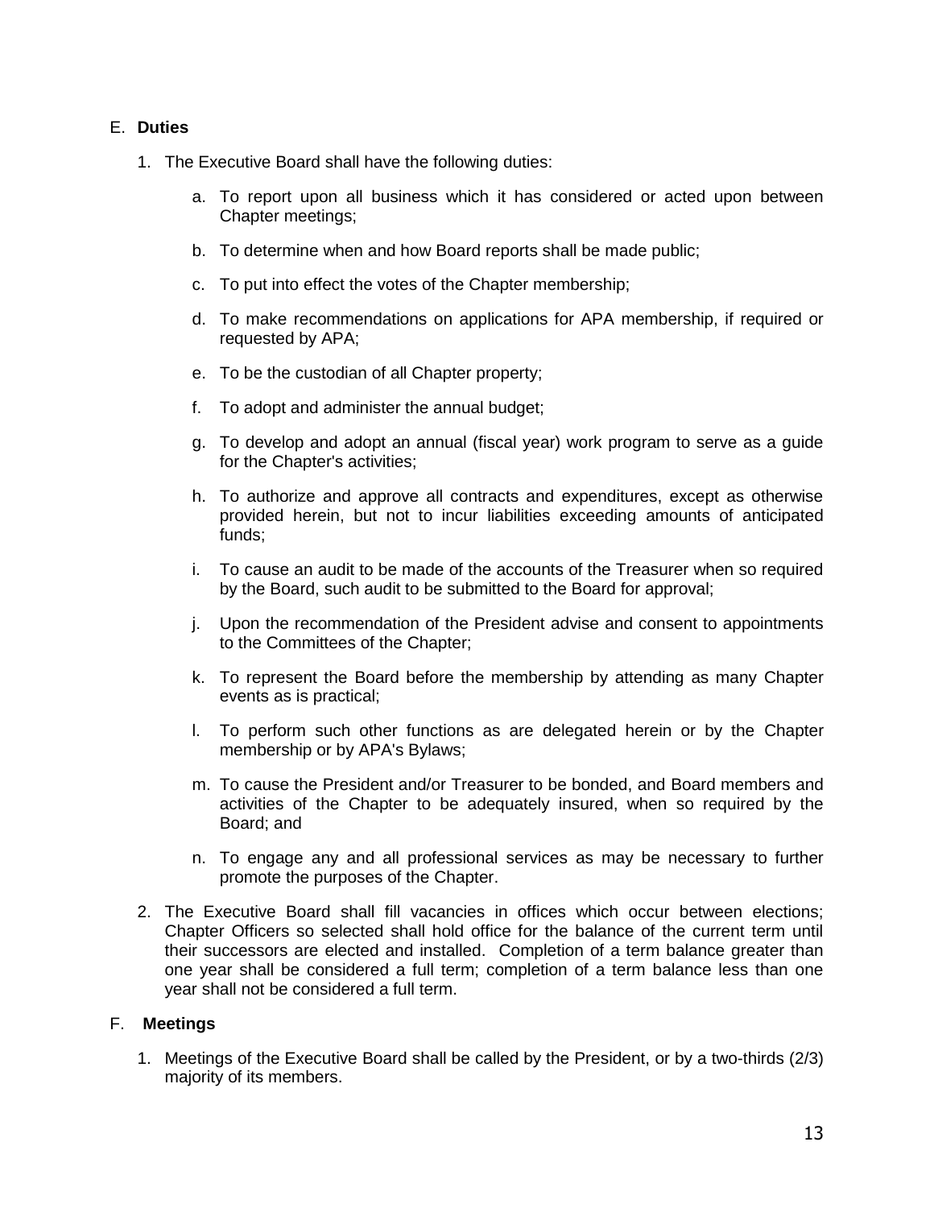E. **Duties**

1. The Executive Board shall have the following duties:

    a. To report upon all business which it has considered or acted upon between Chapter meetings;

    b. To determine when and how Board reports shall be made public;

    c. To put into effect the votes of the Chapter membership;

    d. To make recommendations on applications for APA membership, if required or requested by APA;

    e. To be the custodian of all Chapter property;

    f. To adopt and administer the annual budget;

    g. To develop and adopt an annual (fiscal year) work program to serve as a guide for the Chapter's activities;

    h. To authorize and approve all contracts and expenditures, except as otherwise provided herein, but not to incur liabilities exceeding amounts of anticipated funds;

    i. To cause an audit to be made of the accounts of the Treasurer when so required by the Board, such audit to be submitted to the Board for approval;

    j. Upon the recommendation of the President advise and consent to appointments to the Committees of the Chapter;

    k. To represent the Board before the membership by attending as many Chapter events as is practical;

    l. To perform such other functions as are delegated herein or by the Chapter membership or by APA's Bylaws;

    m. To cause the President and/or Treasurer to be bonded, and Board members and activities of the Chapter to be adequately insured, when so required by the Board; and

    n. To engage any and all professional services as may be necessary to further promote the purposes of the Chapter.

2. The Executive Board shall fill vacancies in offices which occur between elections; Chapter Officers so selected shall hold office for the balance of the current term until their successors are elected and installed. Completion of a term balance greater than one year shall be considered a full term; completion of a term balance less than one year shall not be considered a full term.

F. **Meetings**

1. Meetings of the Executive Board shall be called by the President, or by a two-thirds (2/3) majority of its members.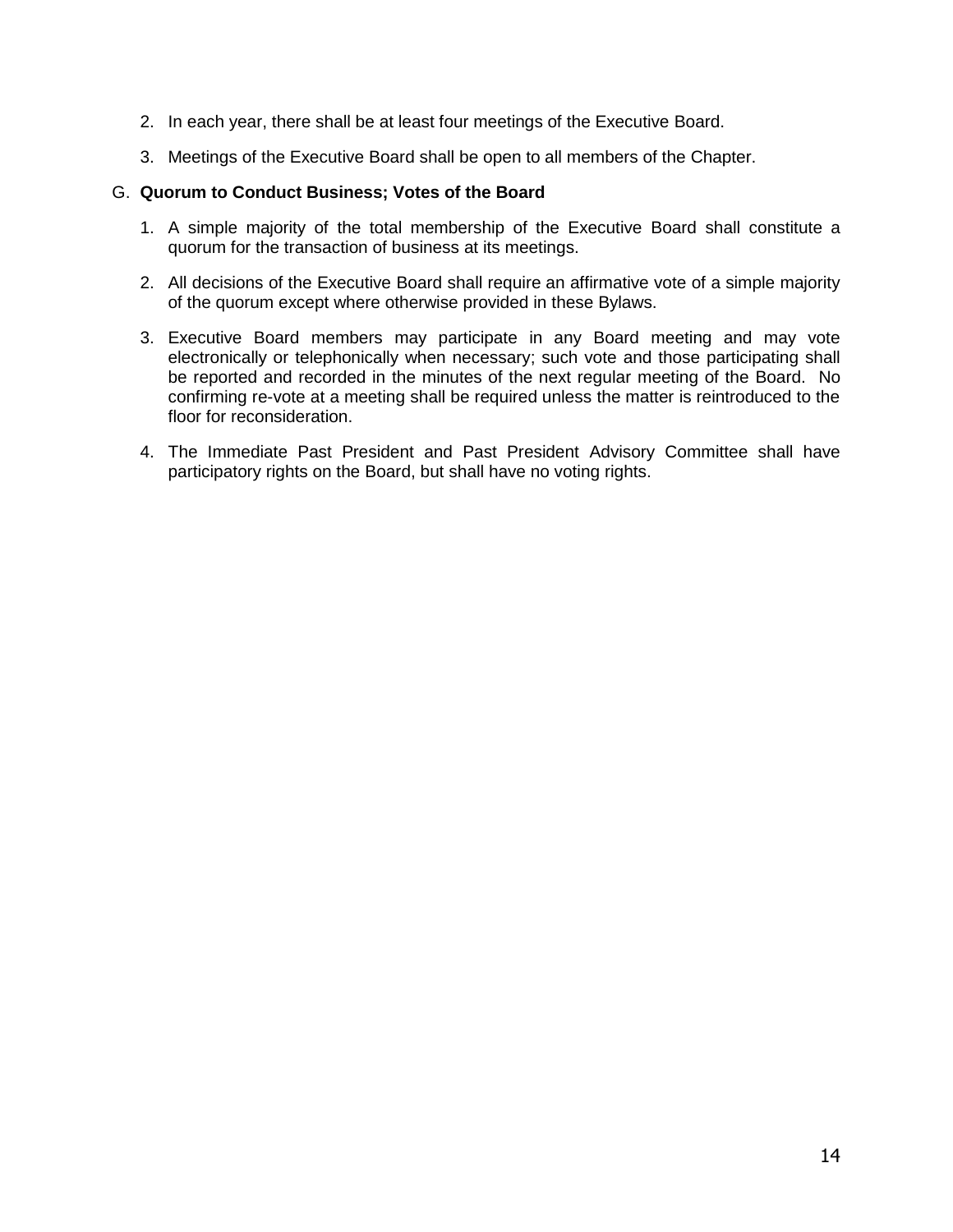2. In each year, there shall be at least four meetings of the Executive Board.

3. Meetings of the Executive Board shall be open to all members of the Chapter.

G. **Quorum to Conduct Business; Votes of the Board**

1. A simple majority of the total membership of the Executive Board shall constitute a quorum for the transaction of business at its meetings.

2. All decisions of the Executive Board shall require an affirmative vote of a simple majority of the quorum except where otherwise provided in these Bylaws.

3. Executive Board members may participate in any Board meeting and may vote electronically or telephonically when necessary; such vote and those participating shall be reported and recorded in the minutes of the next regular meeting of the Board. No confirming re-vote at a meeting shall be required unless the matter is reintroduced to the floor for reconsideration.

4. The Immediate Past President and Past President Advisory Committee shall have participatory rights on the Board, but shall have no voting rights.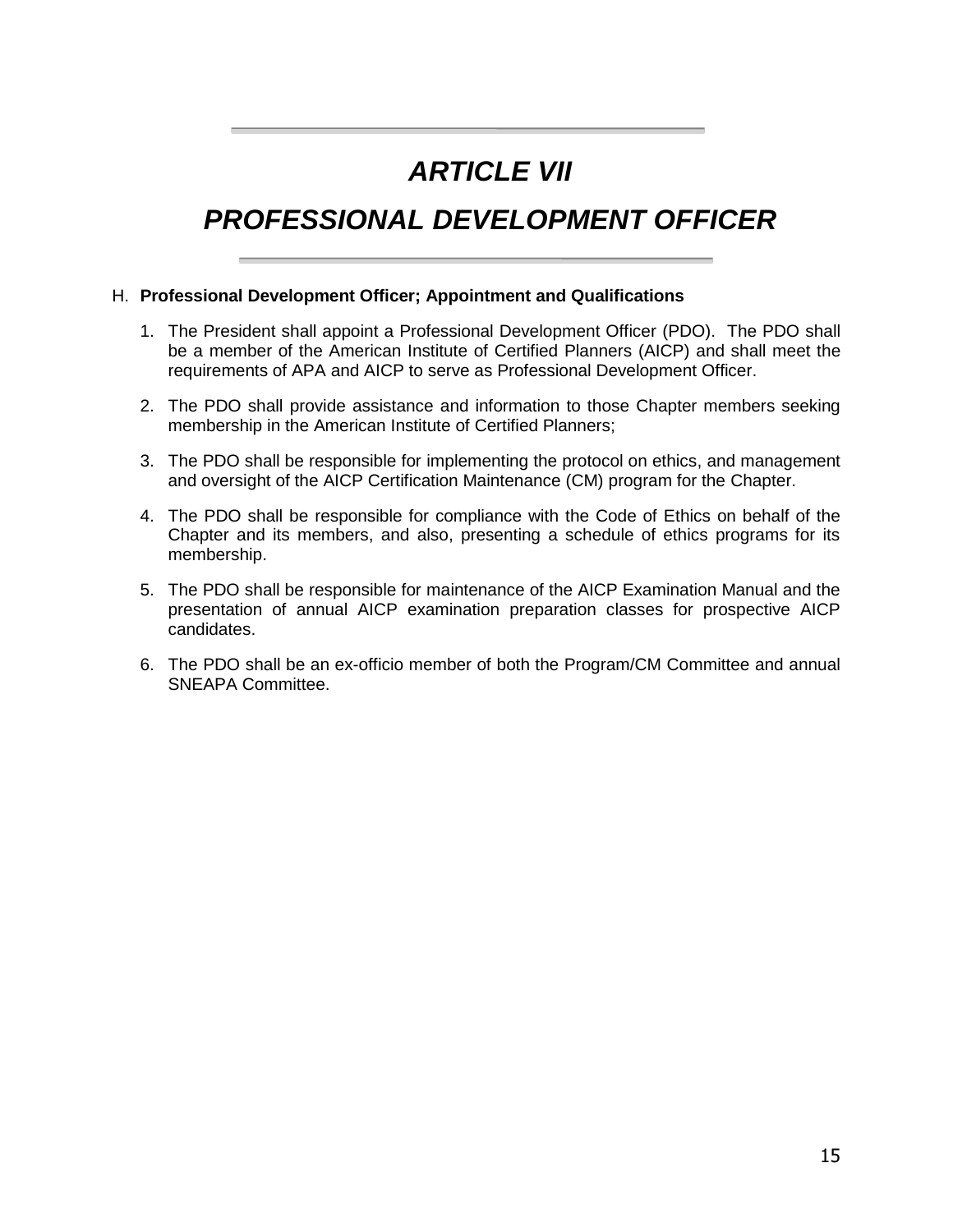# *ARTICLE VII*

# *PROFESSIONAL DEVELOPMENT OFFICER*

H. **Professional Development Officer; Appointment and Qualifications**

1. The President shall appoint a Professional Development Officer (PDO). The PDO shall be a member of the American Institute of Certified Planners (AICP) and shall meet the requirements of APA and AICP to serve as Professional Development Officer.

2. The PDO shall provide assistance and information to those Chapter members seeking membership in the American Institute of Certified Planners;

3. The PDO shall be responsible for implementing the protocol on ethics, and management and oversight of the AICP Certification Maintenance (CM) program for the Chapter.

4. The PDO shall be responsible for compliance with the Code of Ethics on behalf of the Chapter and its members, and also, presenting a schedule of ethics programs for its membership.

5. The PDO shall be responsible for maintenance of the AICP Examination Manual and the presentation of annual AICP examination preparation classes for prospective AICP candidates.

6. The PDO shall be an ex-officio member of both the Program/CM Committee and annual SNEAPA Committee.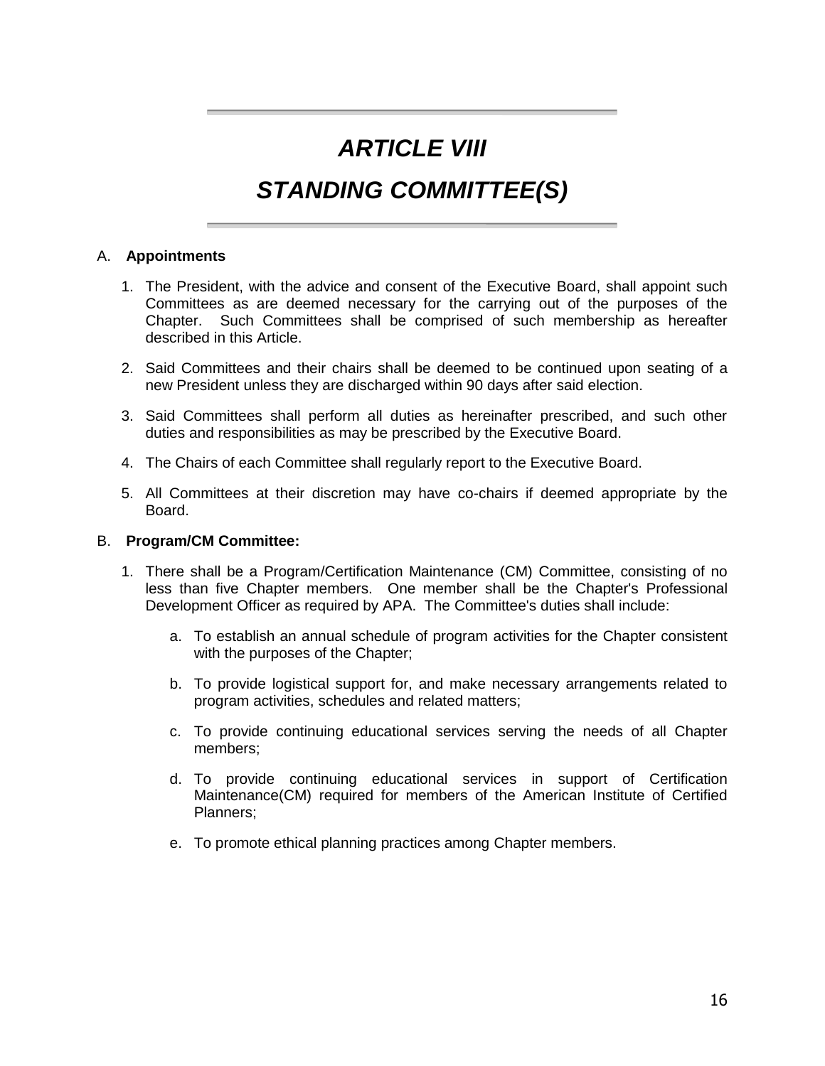# *ARTICLE VIII*

# *STANDING COMMITTEE(S)*

A. **Appointments**

1. The President, with the advice and consent of the Executive Board, shall appoint such Committees as are deemed necessary for the carrying out of the purposes of the Chapter. Such Committees shall be comprised of such membership as hereafter described in this Article.

2. Said Committees and their chairs shall be deemed to be continued upon seating of a new President unless they are discharged within 90 days after said election.

3. Said Committees shall perform all duties as hereinafter prescribed, and such other duties and responsibilities as may be prescribed by the Executive Board.

4. The Chairs of each Committee shall regularly report to the Executive Board.

5. All Committees at their discretion may have co-chairs if deemed appropriate by the Board.

B. **Program/CM Committee:**

1. There shall be a Program/Certification Maintenance (CM) Committee, consisting of no less than five Chapter members. One member shall be the Chapter's Professional Development Officer as required by APA. The Committee's duties shall include:

   a. To establish an annual schedule of program activities for the Chapter consistent with the purposes of the Chapter;

   b. To provide logistical support for, and make necessary arrangements related to program activities, schedules and related matters;

   c. To provide continuing educational services serving the needs of all Chapter members;

   d. To provide continuing educational services in support of Certification Maintenance(CM) required for members of the American Institute of Certified Planners;

   e. To promote ethical planning practices among Chapter members.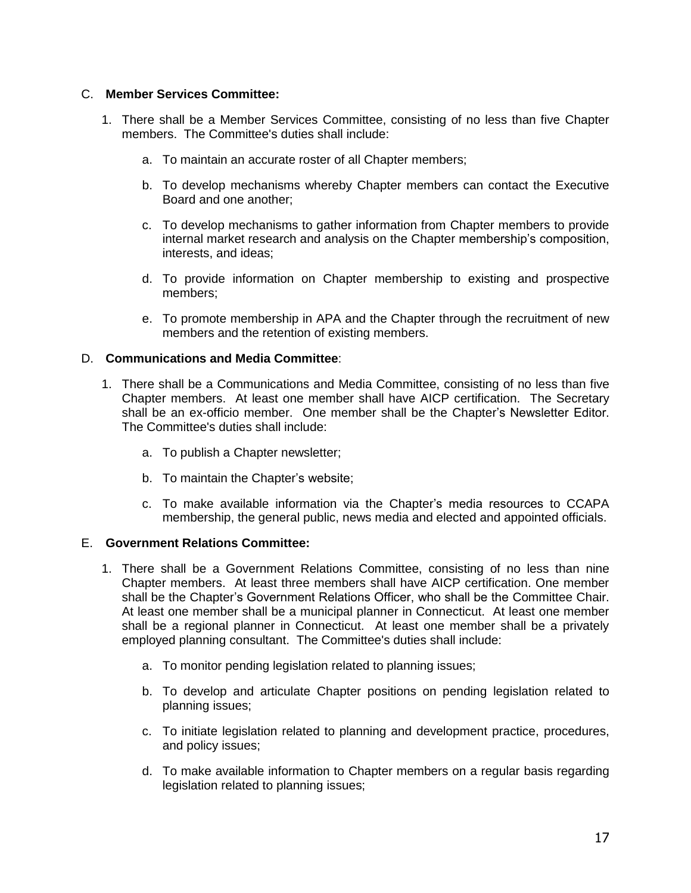C. **Member Services Committee:**

1. There shall be a Member Services Committee, consisting of no less than five Chapter members. The Committee's duties shall include:

    a. To maintain an accurate roster of all Chapter members;

    b. To develop mechanisms whereby Chapter members can contact the Executive Board and one another;

    c. To develop mechanisms to gather information from Chapter members to provide internal market research and analysis on the Chapter membership's composition, interests, and ideas;

    d. To provide information on Chapter membership to existing and prospective members;

    e. To promote membership in APA and the Chapter through the recruitment of new members and the retention of existing members.

D. **Communications and Media Committee**:

1. There shall be a Communications and Media Committee, consisting of no less than five Chapter members. At least one member shall have AICP certification. The Secretary shall be an ex-officio member. One member shall be the Chapter's Newsletter Editor. The Committee's duties shall include:

    a. To publish a Chapter newsletter;

    b. To maintain the Chapter's website;

    c. To make available information via the Chapter's media resources to CCAPA membership, the general public, news media and elected and appointed officials.

E. **Government Relations Committee:**

1. There shall be a Government Relations Committee, consisting of no less than nine Chapter members. At least three members shall have AICP certification. One member shall be the Chapter's Government Relations Officer, who shall be the Committee Chair. At least one member shall be a municipal planner in Connecticut. At least one member shall be a regional planner in Connecticut. At least one member shall be a privately employed planning consultant. The Committee's duties shall include:

    a. To monitor pending legislation related to planning issues;

    b. To develop and articulate Chapter positions on pending legislation related to planning issues;

    c. To initiate legislation related to planning and development practice, procedures, and policy issues;

    d. To make available information to Chapter members on a regular basis regarding legislation related to planning issues;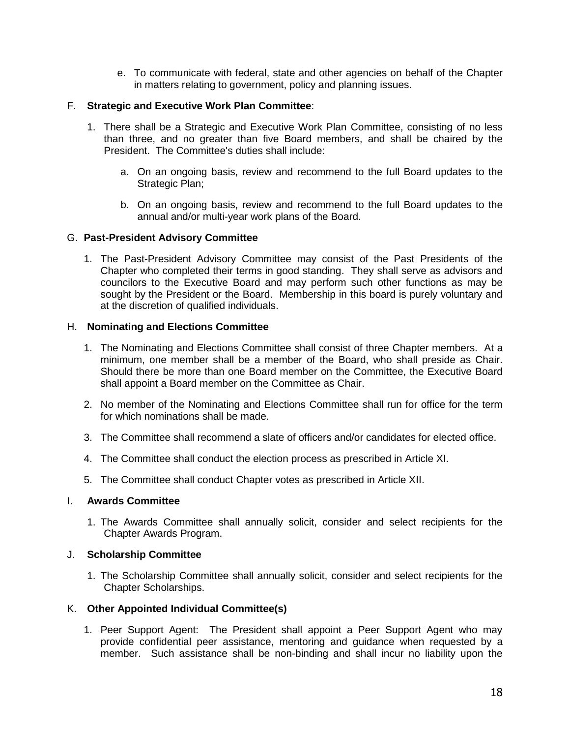e. To communicate with federal, state and other agencies on behalf of the Chapter in matters relating to government, policy and planning issues.

F. **Strategic and Executive Work Plan Committee**:

1. There shall be a Strategic and Executive Work Plan Committee, consisting of no less than three, and no greater than five Board members, and shall be chaired by the President. The Committee's duties shall include:

   a. On an ongoing basis, review and recommend to the full Board updates to the Strategic Plan;

   b. On an ongoing basis, review and recommend to the full Board updates to the annual and/or multi-year work plans of the Board.

G. **Past-President Advisory Committee**

1. The Past-President Advisory Committee may consist of the Past Presidents of the Chapter who completed their terms in good standing. They shall serve as advisors and councilors to the Executive Board and may perform such other functions as may be sought by the President or the Board. Membership in this board is purely voluntary and at the discretion of qualified individuals.

H. **Nominating and Elections Committee**

1. The Nominating and Elections Committee shall consist of three Chapter members. At a minimum, one member shall be a member of the Board, who shall preside as Chair. Should there be more than one Board member on the Committee, the Executive Board shall appoint a Board member on the Committee as Chair.

2. No member of the Nominating and Elections Committee shall run for office for the term for which nominations shall be made.

3. The Committee shall recommend a slate of officers and/or candidates for elected office.

4. The Committee shall conduct the election process as prescribed in Article XI.

5. The Committee shall conduct Chapter votes as prescribed in Article XII.

I. **Awards Committee**

1. The Awards Committee shall annually solicit, consider and select recipients for the Chapter Awards Program.

J. **Scholarship Committee**

1. The Scholarship Committee shall annually solicit, consider and select recipients for the Chapter Scholarships.

K. **Other Appointed Individual Committee(s)**

1. Peer Support Agent: The President shall appoint a Peer Support Agent who may provide confidential peer assistance, mentoring and guidance when requested by a member. Such assistance shall be non-binding and shall incur no liability upon the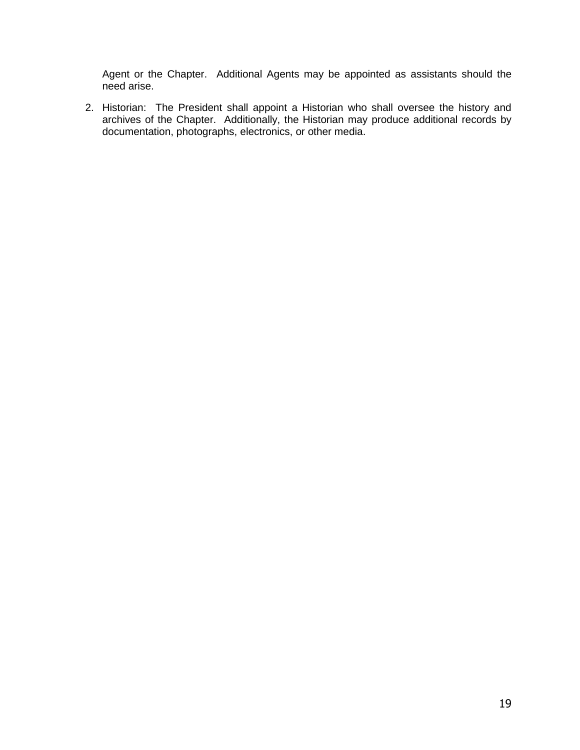Agent or the Chapter. Additional Agents may be appointed as assistants should the need arise.

2. Historian: The President shall appoint a Historian who shall oversee the history and archives of the Chapter. Additionally, the Historian may produce additional records by documentation, photographs, electronics, or other media.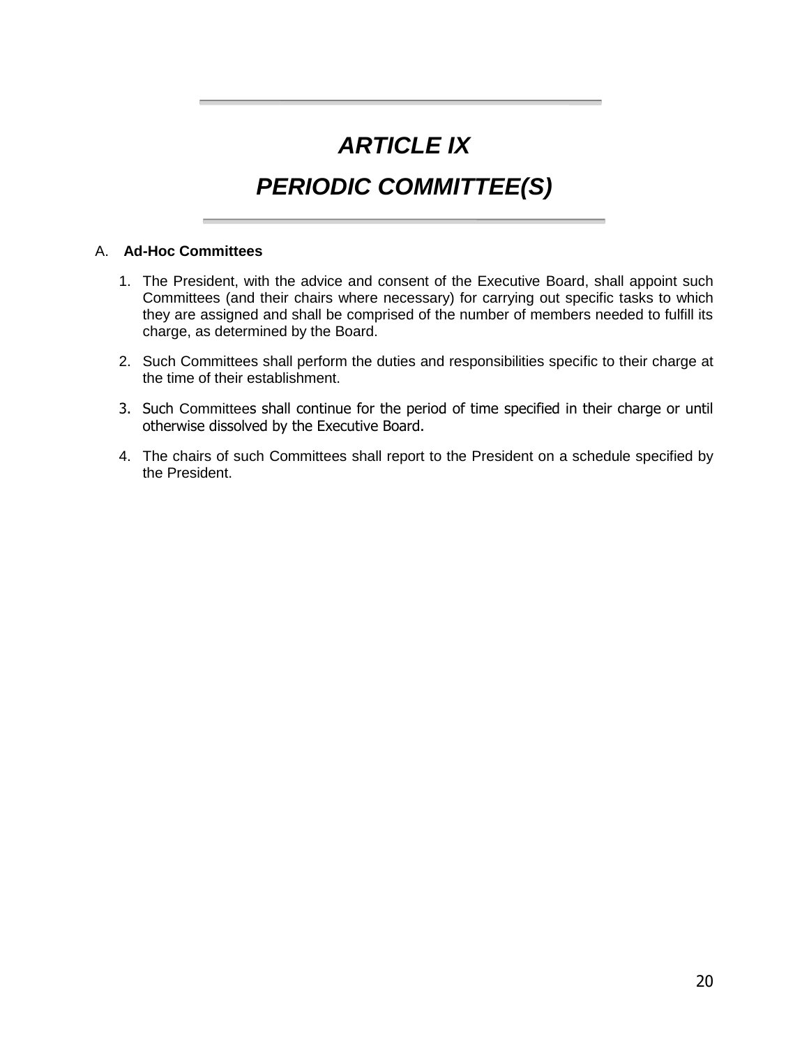# *ARTICLE IX*

# *PERIODIC COMMITTEE(S)*

A. **Ad-Hoc Committees**

1. The President, with the advice and consent of the Executive Board, shall appoint such Committees (and their chairs where necessary) for carrying out specific tasks to which they are assigned and shall be comprised of the number of members needed to fulfill its charge, as determined by the Board.
2. Such Committees shall perform the duties and responsibilities specific to their charge at the time of their establishment.
3. Such Committees shall continue for the period of time specified in their charge or until otherwise dissolved by the Executive Board.
4. The chairs of such Committees shall report to the President on a schedule specified by the President.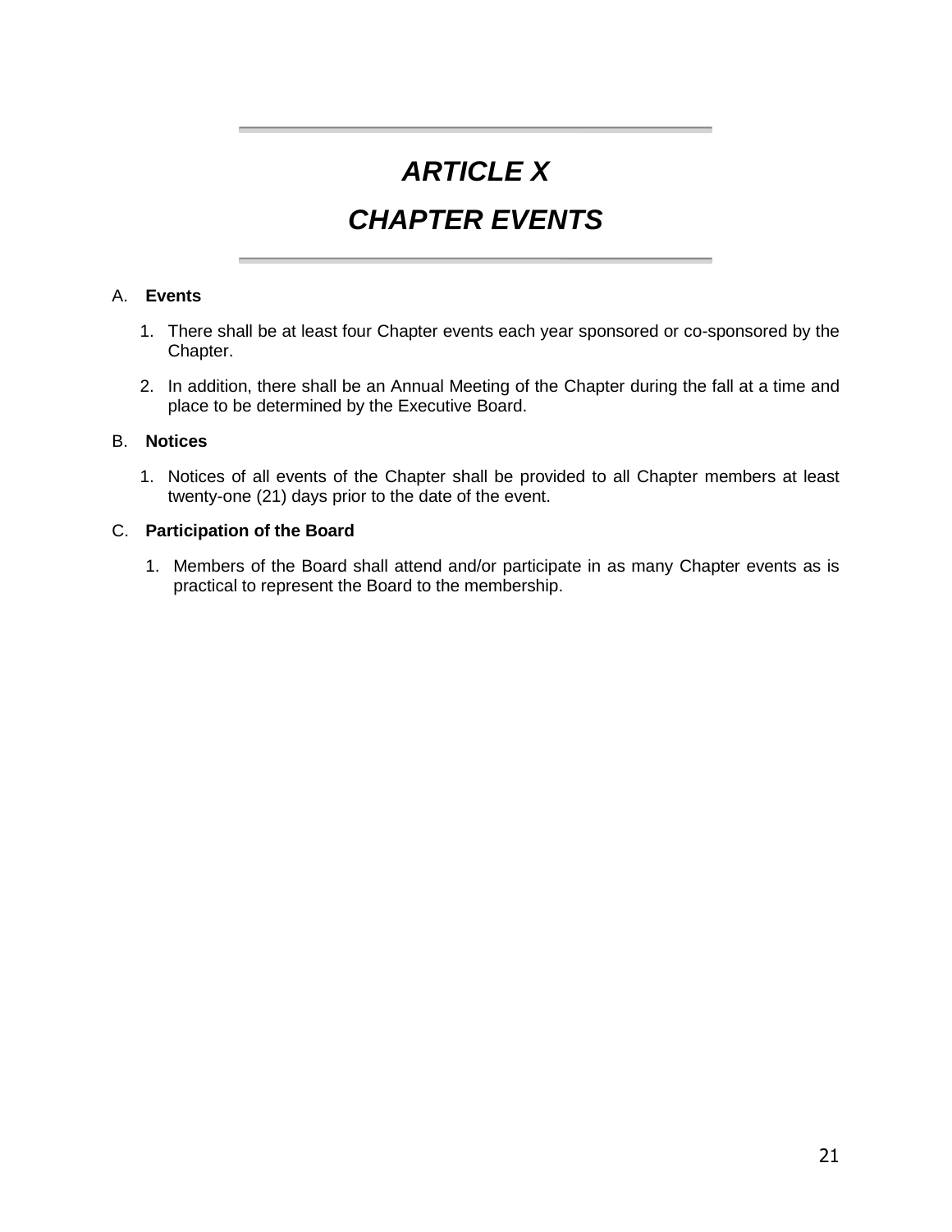# *ARTICLE X*

# *CHAPTER EVENTS*

A. **Events**

1. There shall be at least four Chapter events each year sponsored or co-sponsored by the Chapter.

2. In addition, there shall be an Annual Meeting of the Chapter during the fall at a time and place to be determined by the Executive Board.

B. **Notices**

1. Notices of all events of the Chapter shall be provided to all Chapter members at least twenty-one (21) days prior to the date of the event.

C. **Participation of the Board**

1. Members of the Board shall attend and/or participate in as many Chapter events as is practical to represent the Board to the membership.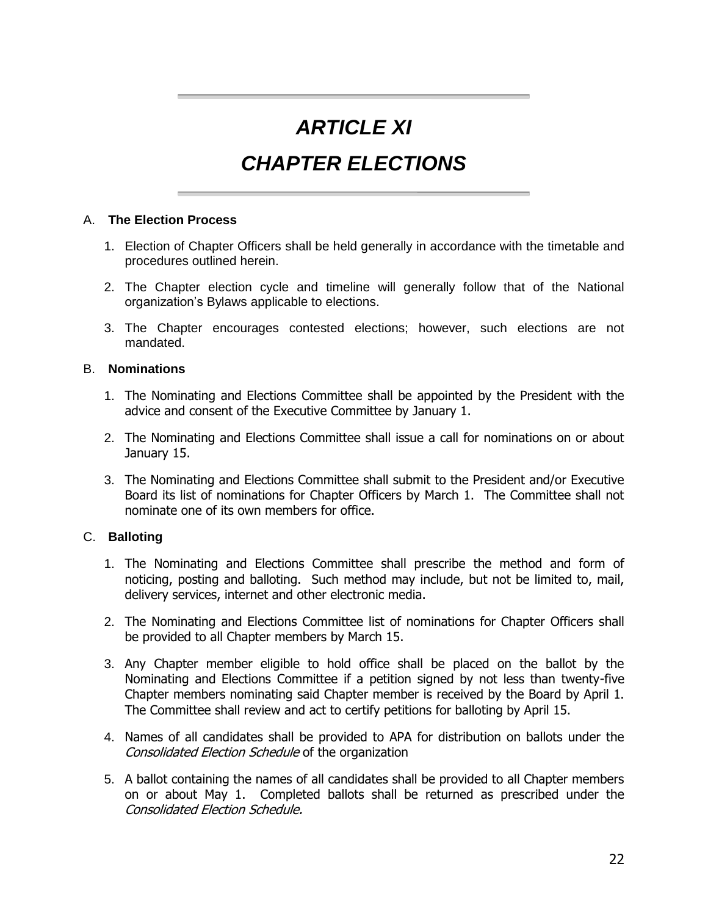# *ARTICLE XI*

# *CHAPTER ELECTIONS*

A. **The Election Process**

1. Election of Chapter Officers shall be held generally in accordance with the timetable and procedures outlined herein.
2. The Chapter election cycle and timeline will generally follow that of the National organization's Bylaws applicable to elections.
3. The Chapter encourages contested elections; however, such elections are not mandated.

B. **Nominations**

1. The Nominating and Elections Committee shall be appointed by the President with the advice and consent of the Executive Committee by January 1.
2. The Nominating and Elections Committee shall issue a call for nominations on or about January 15.
3. The Nominating and Elections Committee shall submit to the President and/or Executive Board its list of nominations for Chapter Officers by March 1. The Committee shall not nominate one of its own members for office.

C. **Balloting**

1. The Nominating and Elections Committee shall prescribe the method and form of noticing, posting and balloting. Such method may include, but not be limited to, mail, delivery services, internet and other electronic media.
2. The Nominating and Elections Committee list of nominations for Chapter Officers shall be provided to all Chapter members by March 15.
3. Any Chapter member eligible to hold office shall be placed on the ballot by the Nominating and Elections Committee if a petition signed by not less than twenty-five Chapter members nominating said Chapter member is received by the Board by April 1. The Committee shall review and act to certify petitions for balloting by April 15.
4. Names of all candidates shall be provided to APA for distribution on ballots under the *Consolidated Election Schedule* of the organization
5. A ballot containing the names of all candidates shall be provided to all Chapter members on or about May 1. Completed ballots shall be returned as prescribed under the *Consolidated Election Schedule.*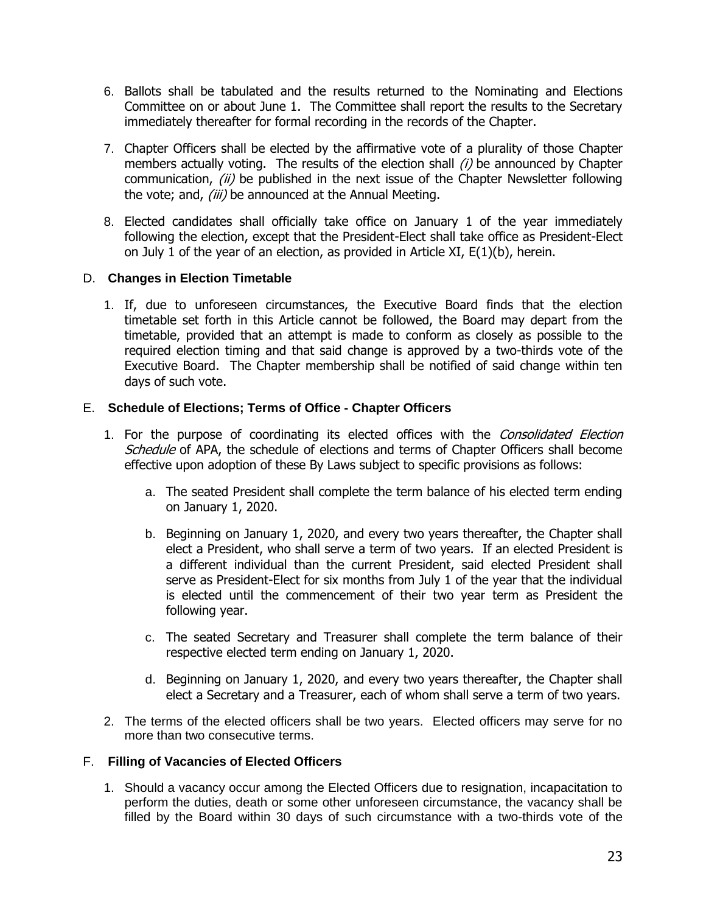6. Ballots shall be tabulated and the results returned to the Nominating and Elections Committee on or about June 1. The Committee shall report the results to the Secretary immediately thereafter for formal recording in the records of the Chapter.

7. Chapter Officers shall be elected by the affirmative vote of a plurality of those Chapter members actually voting. The results of the election shall *(i)* be announced by Chapter communication, *(ii)* be published in the next issue of the Chapter Newsletter following the vote; and, *(iii)* be announced at the Annual Meeting.

8. Elected candidates shall officially take office on January 1 of the year immediately following the election, except that the President-Elect shall take office as President-Elect on July 1 of the year of an election, as provided in Article XI, E(1)(b), herein.

### D. **Changes in Election Timetable**

1. If, due to unforeseen circumstances, the Executive Board finds that the election timetable set forth in this Article cannot be followed, the Board may depart from the timetable, provided that an attempt is made to conform as closely as possible to the required election timing and that said change is approved by a two-thirds vote of the Executive Board. The Chapter membership shall be notified of said change within ten days of such vote.

### E. **Schedule of Elections; Terms of Office - Chapter Officers**

1. For the purpose of coordinating its elected offices with the *Consolidated Election Schedule* of APA, the schedule of elections and terms of Chapter Officers shall become effective upon adoption of these By Laws subject to specific provisions as follows:

   a. The seated President shall complete the term balance of his elected term ending on January 1, 2020.

   b. Beginning on January 1, 2020, and every two years thereafter, the Chapter shall elect a President, who shall serve a term of two years. If an elected President is a different individual than the current President, said elected President shall serve as President-Elect for six months from July 1 of the year that the individual is elected until the commencement of their two year term as President the following year.

   c. The seated Secretary and Treasurer shall complete the term balance of their respective elected term ending on January 1, 2020.

   d. Beginning on January 1, 2020, and every two years thereafter, the Chapter shall elect a Secretary and a Treasurer, each of whom shall serve a term of two years.

2. The terms of the elected officers shall be two years. Elected officers may serve for no more than two consecutive terms.

### F. **Filling of Vacancies of Elected Officers**

1. Should a vacancy occur among the Elected Officers due to resignation, incapacitation to perform the duties, death or some other unforeseen circumstance, the vacancy shall be filled by the Board within 30 days of such circumstance with a two-thirds vote of the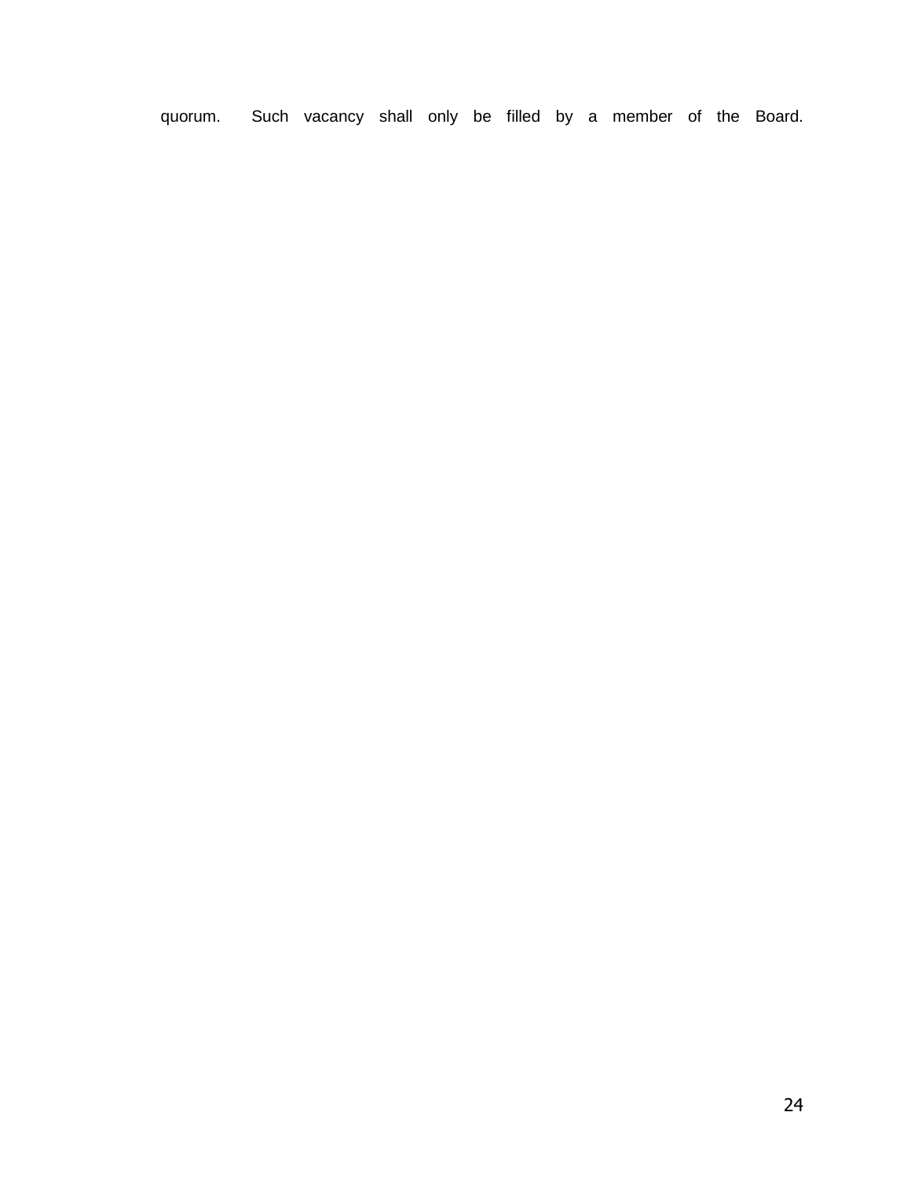quorum. Such vacancy shall only be filled by a member of the Board.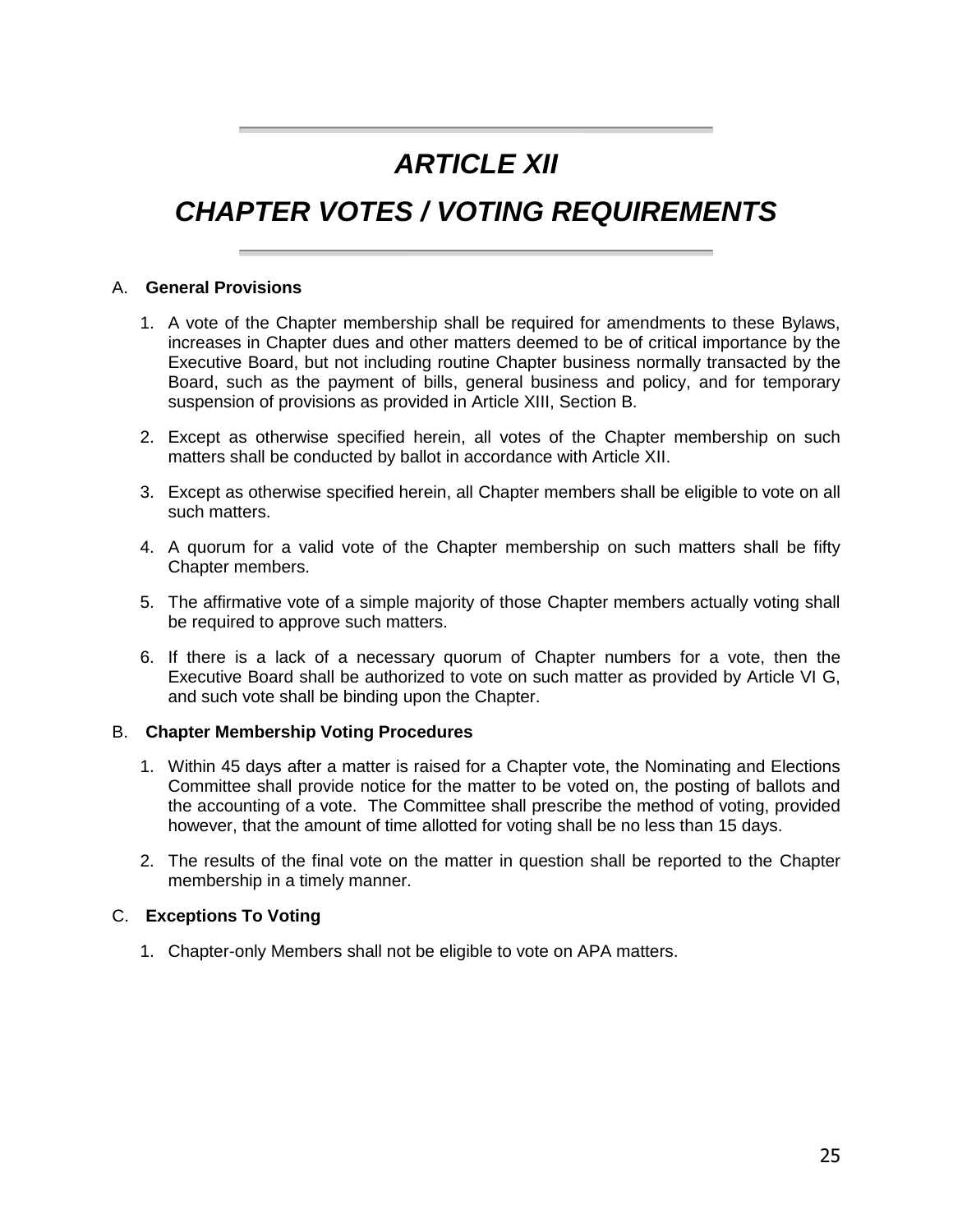# *ARTICLE XII*

# *CHAPTER VOTES / VOTING REQUIREMENTS*

## A. **General Provisions**

1. A vote of the Chapter membership shall be required for amendments to these Bylaws, increases in Chapter dues and other matters deemed to be of critical importance by the Executive Board, but not including routine Chapter business normally transacted by the Board, such as the payment of bills, general business and policy, and for temporary suspension of provisions as provided in Article XIII, Section B.

2. Except as otherwise specified herein, all votes of the Chapter membership on such matters shall be conducted by ballot in accordance with Article XII.

3. Except as otherwise specified herein, all Chapter members shall be eligible to vote on all such matters.

4. A quorum for a valid vote of the Chapter membership on such matters shall be fifty Chapter members.

5. The affirmative vote of a simple majority of those Chapter members actually voting shall be required to approve such matters.

6. If there is a lack of a necessary quorum of Chapter numbers for a vote, then the Executive Board shall be authorized to vote on such matter as provided by Article VI G, and such vote shall be binding upon the Chapter.

## B. **Chapter Membership Voting Procedures**

1. Within 45 days after a matter is raised for a Chapter vote, the Nominating and Elections Committee shall provide notice for the matter to be voted on, the posting of ballots and the accounting of a vote. The Committee shall prescribe the method of voting, provided however, that the amount of time allotted for voting shall be no less than 15 days.

2. The results of the final vote on the matter in question shall be reported to the Chapter membership in a timely manner.

## C. **Exceptions To Voting**

1. Chapter-only Members shall not be eligible to vote on APA matters.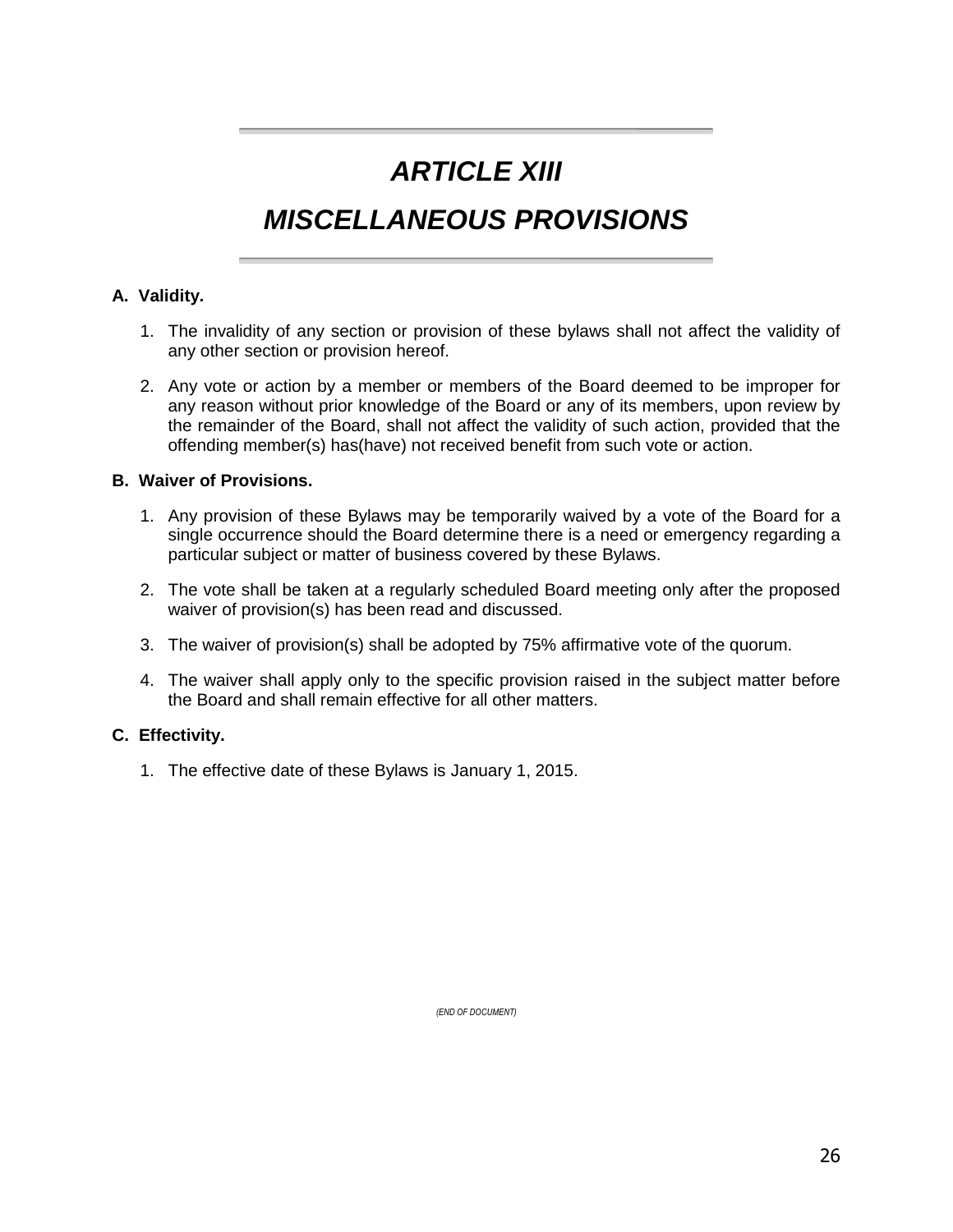# ARTICLE XIII

# MISCELLANEOUS PROVISIONS

**A. Validity.**

1. The invalidity of any section or provision of these bylaws shall not affect the validity of any other section or provision hereof.

2. Any vote or action by a member or members of the Board deemed to be improper for any reason without prior knowledge of the Board or any of its members, upon review by the remainder of the Board, shall not affect the validity of such action, provided that the offending member(s) has(have) not received benefit from such vote or action.

**B. Waiver of Provisions.**

1. Any provision of these Bylaws may be temporarily waived by a vote of the Board for a single occurrence should the Board determine there is a need or emergency regarding a particular subject or matter of business covered by these Bylaws.

2. The vote shall be taken at a regularly scheduled Board meeting only after the proposed waiver of provision(s) has been read and discussed.

3. The waiver of provision(s) shall be adopted by 75% affirmative vote of the quorum.

4. The waiver shall apply only to the specific provision raised in the subject matter before the Board and shall remain effective for all other matters.

**C. Effectivity.**

1. The effective date of these Bylaws is January 1, 2015.

*(END OF DOCUMENT)*